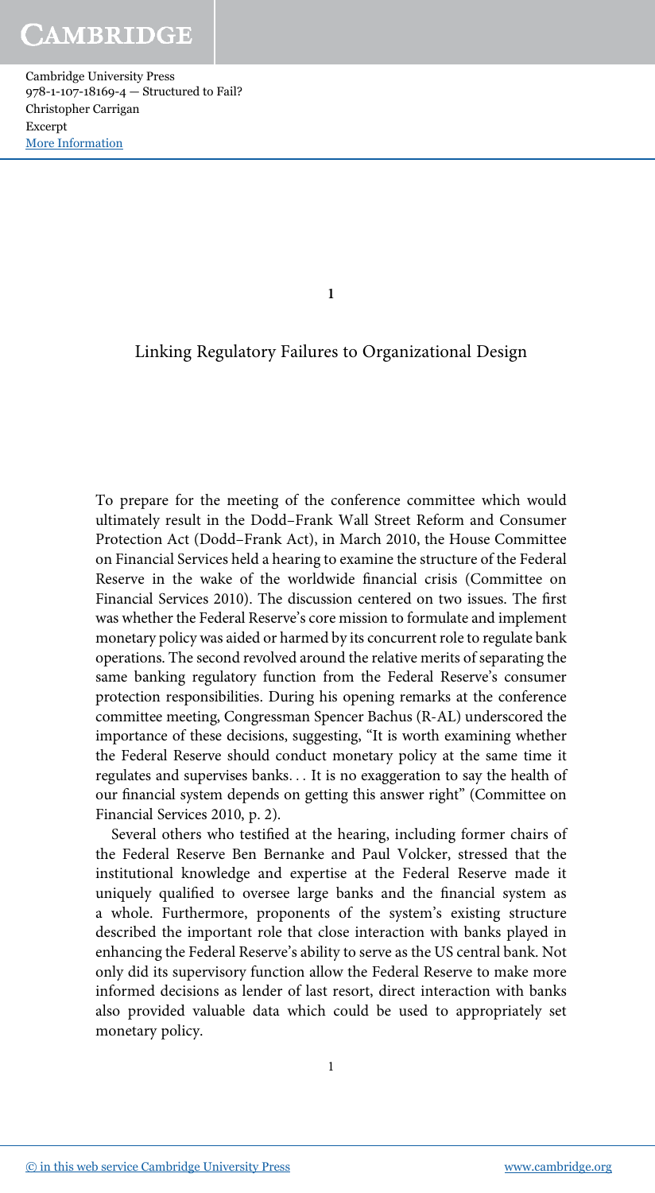# 1

## Linking Regulatory Failures to Organizational Design

To prepare for the meeting of the conference committee which would ultimately result in the Dodd–Frank Wall Street Reform and Consumer Protection Act (Dodd–Frank Act), in March 2010, the House Committee on Financial Services held a hearing to examine the structure of the Federal Reserve in the wake of the worldwide financial crisis (Committee on Financial Services 2010). The discussion centered on two issues. The first was whether the Federal Reserve's core mission to formulate and implement monetary policy was aided or harmed by its concurrent role to regulate bank operations. The second revolved around the relative merits of separating the same banking regulatory function from the Federal Reserve's consumer protection responsibilities. During his opening remarks at the conference committee meeting, Congressman Spencer Bachus (R-AL) underscored the importance of these decisions, suggesting, "It is worth examining whether the Federal Reserve should conduct monetary policy at the same time it regulates and supervises banks… It is no exaggeration to say the health of our financial system depends on getting this answer right" (Committee on Financial Services 2010, p. 2).

Several others who testified at the hearing, including former chairs of the Federal Reserve Ben Bernanke and Paul Volcker, stressed that the institutional knowledge and expertise at the Federal Reserve made it uniquely qualified to oversee large banks and the financial system as a whole. Furthermore, proponents of the system's existing structure described the important role that close interaction with banks played in enhancing the Federal Reserve's ability to serve as the US central bank. Not only did its supervisory function allow the Federal Reserve to make more informed decisions as lender of last resort, direct interaction with banks also provided valuable data which could be used to appropriately set monetary policy.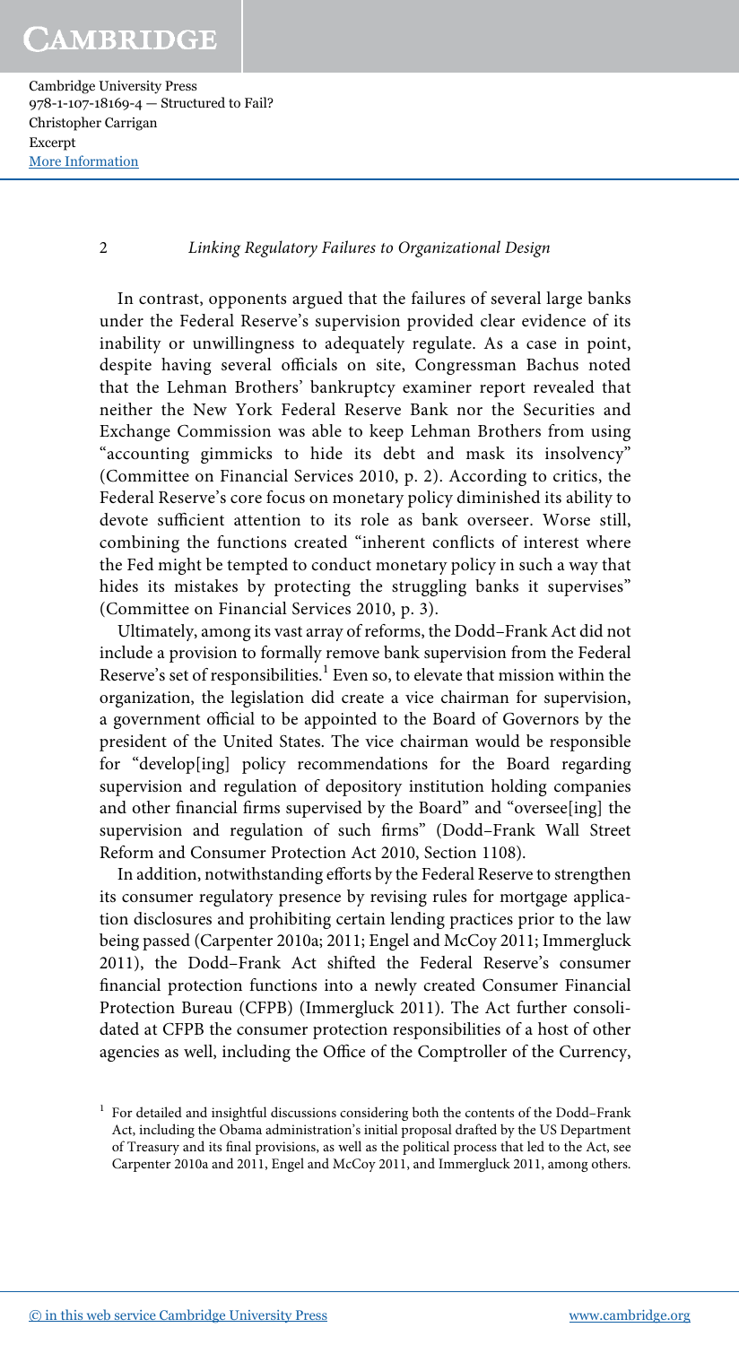In contrast, opponents argued that the failures of several large banks under the Federal Reserve's supervision provided clear evidence of its inability or unwillingness to adequately regulate. As a case in point, despite having several officials on site, Congressman Bachus noted that the Lehman Brothers' bankruptcy examiner report revealed that neither the New York Federal Reserve Bank nor the Securities and Exchange Commission was able to keep Lehman Brothers from using "accounting gimmicks to hide its debt and mask its insolvency" (Committee on Financial Services 2010, p. 2). According to critics, the Federal Reserve's core focus on monetary policy diminished its ability to devote sufficient attention to its role as bank overseer. Worse still, combining the functions created "inherent conflicts of interest where the Fed might be tempted to conduct monetary policy in such a way that hides its mistakes by protecting the struggling banks it supervises" (Committee on Financial Services 2010, p. 3).

Ultimately, among its vast array of reforms, the Dodd–Frank Act did not include a provision to formally remove bank supervision from the Federal Reserve's set of responsibilities.[1] Even so, to elevate that mission within the organization, the legislation did create a vice chairman for supervision, a government official to be appointed to the Board of Governors by the president of the United States. The vice chairman would be responsible for "develop[ing] policy recommendations for the Board regarding supervision and regulation of depository institution holding companies and other financial firms supervised by the Board" and "oversee[ing] the supervision and regulation of such firms" (Dodd–Frank Wall Street Reform and Consumer Protection Act 2010, Section 1108).

In addition, notwithstanding efforts by the Federal Reserve to strengthen its consumer regulatory presence by revising rules for mortgage application disclosures and prohibiting certain lending practices prior to the law being passed (Carpenter 2010a; 2011; Engel and McCoy 2011; Immergluck 2011), the Dodd–Frank Act shifted the Federal Reserve's consumer financial protection functions into a newly created Consumer Financial Protection Bureau (CFPB) (Immergluck 2011). The Act further consolidated at CFPB the consumer protection responsibilities of a host of other agencies as well, including the Office of the Comptroller of the Currency,

[1] For detailed and insightful discussions considering both the contents of the Dodd–Frank Act, including the Obama administration's initial proposal drafted by the US Department of Treasury and its final provisions, as well as the political process that led to the Act, see Carpenter 2010a and 2011, Engel and McCoy 2011, and Immergluck 2011, among others.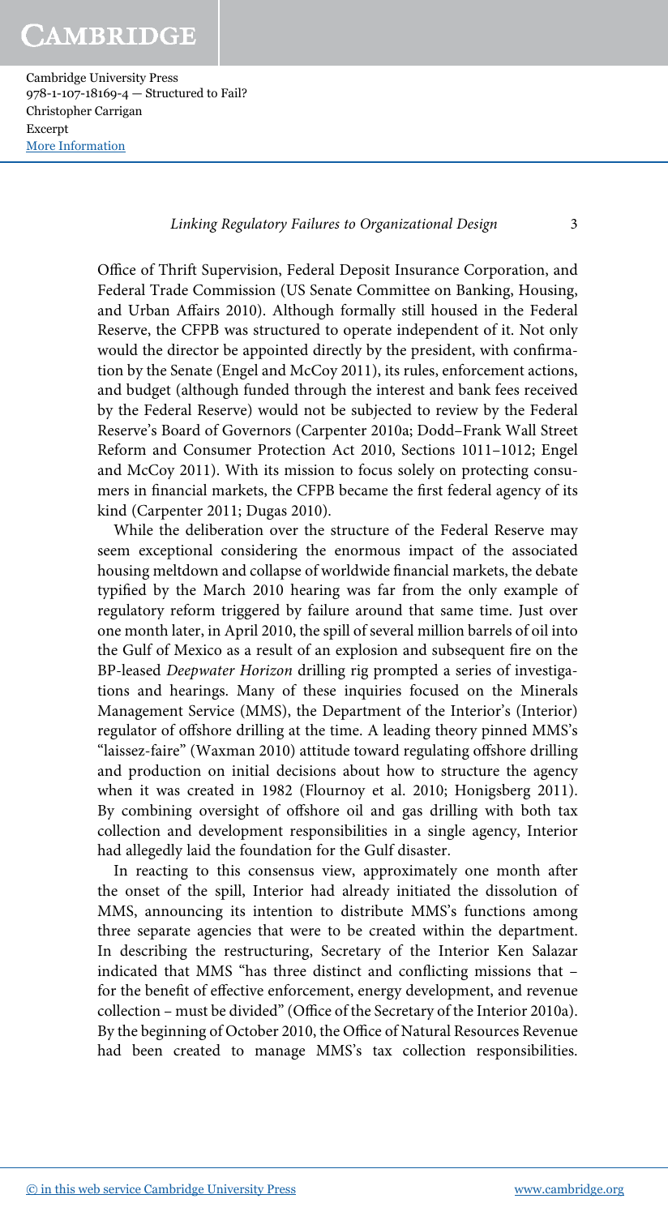Office of Thrift Supervision, Federal Deposit Insurance Corporation, and Federal Trade Commission (US Senate Committee on Banking, Housing, and Urban Affairs 2010). Although formally still housed in the Federal Reserve, the CFPB was structured to operate independent of it. Not only would the director be appointed directly by the president, with confirmation by the Senate (Engel and McCoy 2011), its rules, enforcement actions, and budget (although funded through the interest and bank fees received by the Federal Reserve) would not be subjected to review by the Federal Reserve's Board of Governors (Carpenter 2010a; Dodd–Frank Wall Street Reform and Consumer Protection Act 2010, Sections 1011–1012; Engel and McCoy 2011). With its mission to focus solely on protecting consumers in financial markets, the CFPB became the first federal agency of its kind (Carpenter 2011; Dugas 2010).

While the deliberation over the structure of the Federal Reserve may seem exceptional considering the enormous impact of the associated housing meltdown and collapse of worldwide financial markets, the debate typified by the March 2010 hearing was far from the only example of regulatory reform triggered by failure around that same time. Just over one month later, in April 2010, the spill of several million barrels of oil into the Gulf of Mexico as a result of an explosion and subsequent fire on the BP-leased *Deepwater Horizon* drilling rig prompted a series of investigations and hearings. Many of these inquiries focused on the Minerals Management Service (MMS), the Department of the Interior's (Interior) regulator of offshore drilling at the time. A leading theory pinned MMS's "laissez-faire" (Waxman 2010) attitude toward regulating offshore drilling and production on initial decisions about how to structure the agency when it was created in 1982 (Flournoy et al. 2010; Honigsberg 2011). By combining oversight of offshore oil and gas drilling with both tax collection and development responsibilities in a single agency, Interior had allegedly laid the foundation for the Gulf disaster.

In reacting to this consensus view, approximately one month after the onset of the spill, Interior had already initiated the dissolution of MMS, announcing its intention to distribute MMS's functions among three separate agencies that were to be created within the department. In describing the restructuring, Secretary of the Interior Ken Salazar indicated that MMS "has three distinct and conflicting missions that – for the benefit of effective enforcement, energy development, and revenue collection – must be divided" (Office of the Secretary of the Interior 2010a). By the beginning of October 2010, the Office of Natural Resources Revenue had been created to manage MMS's tax collection responsibilities.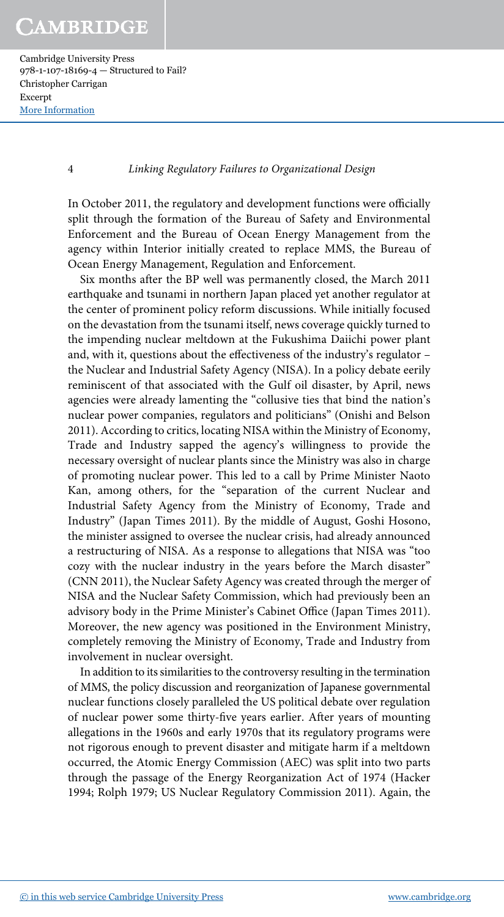In October 2011, the regulatory and development functions were officially split through the formation of the Bureau of Safety and Environmental Enforcement and the Bureau of Ocean Energy Management from the agency within Interior initially created to replace MMS, the Bureau of Ocean Energy Management, Regulation and Enforcement.

Six months after the BP well was permanently closed, the March 2011 earthquake and tsunami in northern Japan placed yet another regulator at the center of prominent policy reform discussions. While initially focused on the devastation from the tsunami itself, news coverage quickly turned to the impending nuclear meltdown at the Fukushima Daiichi power plant and, with it, questions about the effectiveness of the industry's regulator – the Nuclear and Industrial Safety Agency (NISA). In a policy debate eerily reminiscent of that associated with the Gulf oil disaster, by April, news agencies were already lamenting the "collusive ties that bind the nation's nuclear power companies, regulators and politicians" (Onishi and Belson 2011). According to critics, locating NISA within the Ministry of Economy, Trade and Industry sapped the agency's willingness to provide the necessary oversight of nuclear plants since the Ministry was also in charge of promoting nuclear power. This led to a call by Prime Minister Naoto Kan, among others, for the "separation of the current Nuclear and Industrial Safety Agency from the Ministry of Economy, Trade and Industry" (Japan Times 2011). By the middle of August, Goshi Hosono, the minister assigned to oversee the nuclear crisis, had already announced a restructuring of NISA. As a response to allegations that NISA was "too cozy with the nuclear industry in the years before the March disaster" (CNN 2011), the Nuclear Safety Agency was created through the merger of NISA and the Nuclear Safety Commission, which had previously been an advisory body in the Prime Minister's Cabinet Office (Japan Times 2011). Moreover, the new agency was positioned in the Environment Ministry, completely removing the Ministry of Economy, Trade and Industry from involvement in nuclear oversight.

In addition to its similarities to the controversy resulting in the termination of MMS, the policy discussion and reorganization of Japanese governmental nuclear functions closely paralleled the US political debate over regulation of nuclear power some thirty-five years earlier. After years of mounting allegations in the 1960s and early 1970s that its regulatory programs were not rigorous enough to prevent disaster and mitigate harm if a meltdown occurred, the Atomic Energy Commission (AEC) was split into two parts through the passage of the Energy Reorganization Act of 1974 (Hacker 1994; Rolph 1979; US Nuclear Regulatory Commission 2011). Again, the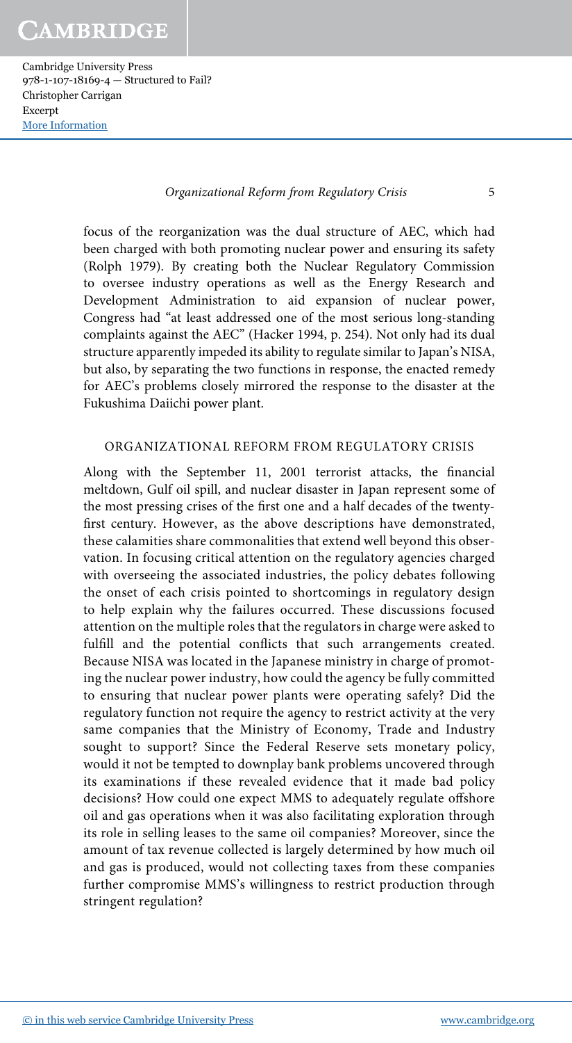focus of the reorganization was the dual structure of AEC, which had been charged with both promoting nuclear power and ensuring its safety (Rolph 1979). By creating both the Nuclear Regulatory Commission to oversee industry operations as well as the Energy Research and Development Administration to aid expansion of nuclear power, Congress had "at least addressed one of the most serious long-standing complaints against the AEC" (Hacker 1994, p. 254). Not only had its dual structure apparently impeded its ability to regulate similar to Japan's NISA, but also, by separating the two functions in response, the enacted remedy for AEC's problems closely mirrored the response to the disaster at the Fukushima Daiichi power plant.

## ORGANIZATIONAL REFORM FROM REGULATORY CRISIS

Along with the September 11, 2001 terrorist attacks, the financial meltdown, Gulf oil spill, and nuclear disaster in Japan represent some of the most pressing crises of the first one and a half decades of the twenty-first century. However, as the above descriptions have demonstrated, these calamities share commonalities that extend well beyond this observation. In focusing critical attention on the regulatory agencies charged with overseeing the associated industries, the policy debates following the onset of each crisis pointed to shortcomings in regulatory design to help explain why the failures occurred. These discussions focused attention on the multiple roles that the regulators in charge were asked to fulfill and the potential conflicts that such arrangements created. Because NISA was located in the Japanese ministry in charge of promoting the nuclear power industry, how could the agency be fully committed to ensuring that nuclear power plants were operating safely? Did the regulatory function not require the agency to restrict activity at the very same companies that the Ministry of Economy, Trade and Industry sought to support? Since the Federal Reserve sets monetary policy, would it not be tempted to downplay bank problems uncovered through its examinations if these revealed evidence that it made bad policy decisions? How could one expect MMS to adequately regulate offshore oil and gas operations when it was also facilitating exploration through its role in selling leases to the same oil companies? Moreover, since the amount of tax revenue collected is largely determined by how much oil and gas is produced, would not collecting taxes from these companies further compromise MMS's willingness to restrict production through stringent regulation?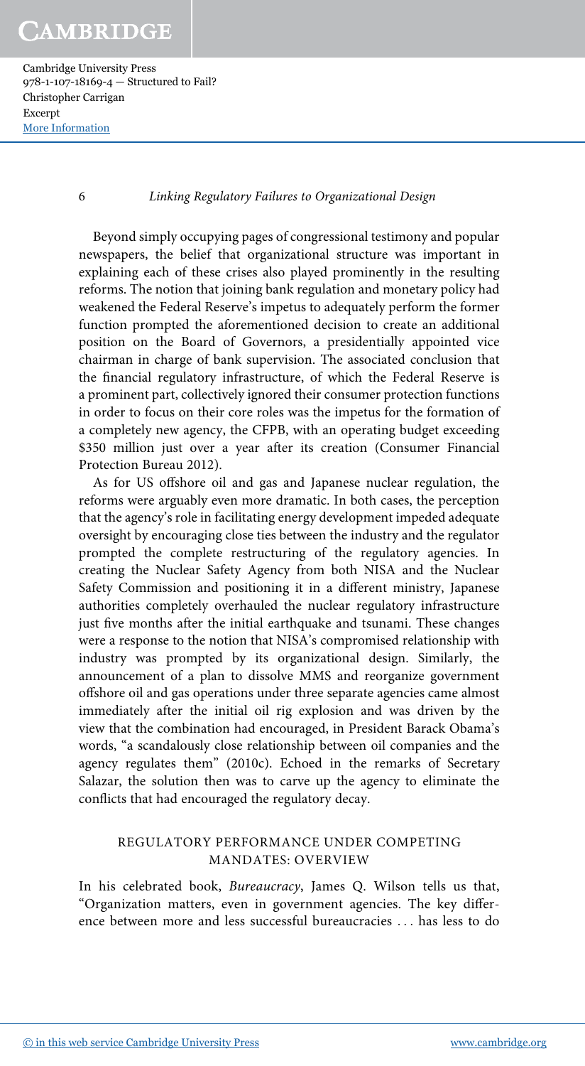Beyond simply occupying pages of congressional testimony and popular newspapers, the belief that organizational structure was important in explaining each of these crises also played prominently in the resulting reforms. The notion that joining bank regulation and monetary policy had weakened the Federal Reserve's impetus to adequately perform the former function prompted the aforementioned decision to create an additional position on the Board of Governors, a presidentially appointed vice chairman in charge of bank supervision. The associated conclusion that the financial regulatory infrastructure, of which the Federal Reserve is a prominent part, collectively ignored their consumer protection functions in order to focus on their core roles was the impetus for the formation of a completely new agency, the CFPB, with an operating budget exceeding \$350 million just over a year after its creation (Consumer Financial Protection Bureau 2012).

As for US offshore oil and gas and Japanese nuclear regulation, the reforms were arguably even more dramatic. In both cases, the perception that the agency's role in facilitating energy development impeded adequate oversight by encouraging close ties between the industry and the regulator prompted the complete restructuring of the regulatory agencies. In creating the Nuclear Safety Agency from both NISA and the Nuclear Safety Commission and positioning it in a different ministry, Japanese authorities completely overhauled the nuclear regulatory infrastructure just five months after the initial earthquake and tsunami. These changes were a response to the notion that NISA's compromised relationship with industry was prompted by its organizational design. Similarly, the announcement of a plan to dissolve MMS and reorganize government offshore oil and gas operations under three separate agencies came almost immediately after the initial oil rig explosion and was driven by the view that the combination had encouraged, in President Barack Obama's words, "a scandalously close relationship between oil companies and the agency regulates them" (2010c). Echoed in the remarks of Secretary Salazar, the solution then was to carve up the agency to eliminate the conflicts that had encouraged the regulatory decay.

## REGULATORY PERFORMANCE UNDER COMPETING MANDATES: OVERVIEW

In his celebrated book, *Bureaucracy*, James Q. Wilson tells us that, "Organization matters, even in government agencies. The key difference between more and less successful bureaucracies . . . has less to do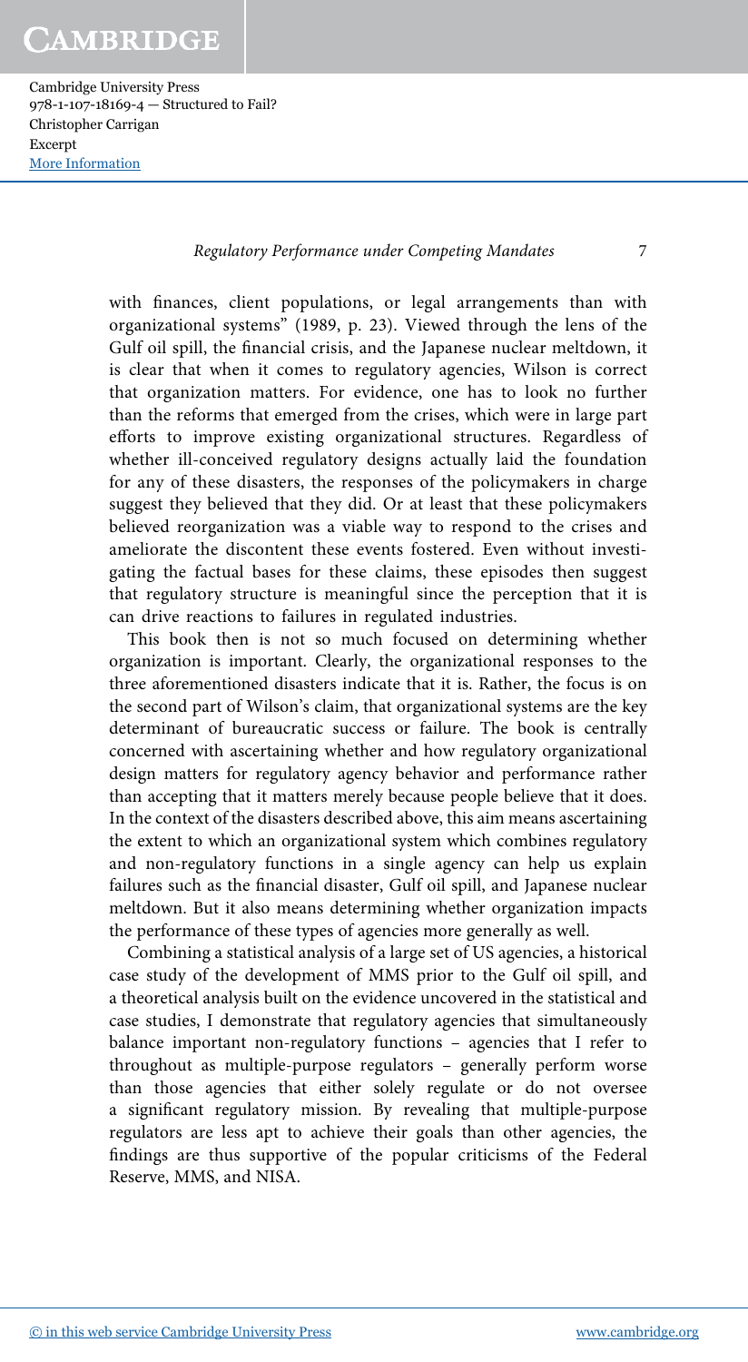with finances, client populations, or legal arrangements than with organizational systems" (1989, p. 23). Viewed through the lens of the Gulf oil spill, the financial crisis, and the Japanese nuclear meltdown, it is clear that when it comes to regulatory agencies, Wilson is correct that organization matters. For evidence, one has to look no further than the reforms that emerged from the crises, which were in large part efforts to improve existing organizational structures. Regardless of whether ill-conceived regulatory designs actually laid the foundation for any of these disasters, the responses of the policymakers in charge suggest they believed that they did. Or at least that these policymakers believed reorganization was a viable way to respond to the crises and ameliorate the discontent these events fostered. Even without investigating the factual bases for these claims, these episodes then suggest that regulatory structure is meaningful since the perception that it is can drive reactions to failures in regulated industries.

This book then is not so much focused on determining whether organization is important. Clearly, the organizational responses to the three aforementioned disasters indicate that it is. Rather, the focus is on the second part of Wilson's claim, that organizational systems are the key determinant of bureaucratic success or failure. The book is centrally concerned with ascertaining whether and how regulatory organizational design matters for regulatory agency behavior and performance rather than accepting that it matters merely because people believe that it does. In the context of the disasters described above, this aim means ascertaining the extent to which an organizational system which combines regulatory and non-regulatory functions in a single agency can help us explain failures such as the financial disaster, Gulf oil spill, and Japanese nuclear meltdown. But it also means determining whether organization impacts the performance of these types of agencies more generally as well.

Combining a statistical analysis of a large set of US agencies, a historical case study of the development of MMS prior to the Gulf oil spill, and a theoretical analysis built on the evidence uncovered in the statistical and case studies, I demonstrate that regulatory agencies that simultaneously balance important non-regulatory functions – agencies that I refer to throughout as multiple-purpose regulators – generally perform worse than those agencies that either solely regulate or do not oversee a significant regulatory mission. By revealing that multiple-purpose regulators are less apt to achieve their goals than other agencies, the findings are thus supportive of the popular criticisms of the Federal Reserve, MMS, and NISA.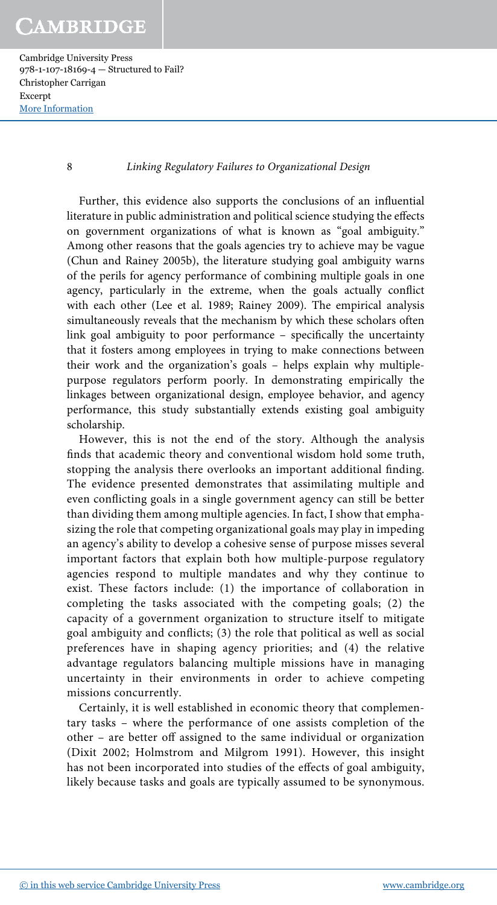Further, this evidence also supports the conclusions of an influential literature in public administration and political science studying the effects on government organizations of what is known as "goal ambiguity." Among other reasons that the goals agencies try to achieve may be vague (Chun and Rainey 2005b), the literature studying goal ambiguity warns of the perils for agency performance of combining multiple goals in one agency, particularly in the extreme, when the goals actually conflict with each other (Lee et al. 1989; Rainey 2009). The empirical analysis simultaneously reveals that the mechanism by which these scholars often link goal ambiguity to poor performance – specifically the uncertainty that it fosters among employees in trying to make connections between their work and the organization's goals – helps explain why multiple-purpose regulators perform poorly. In demonstrating empirically the linkages between organizational design, employee behavior, and agency performance, this study substantially extends existing goal ambiguity scholarship.

However, this is not the end of the story. Although the analysis finds that academic theory and conventional wisdom hold some truth, stopping the analysis there overlooks an important additional finding. The evidence presented demonstrates that assimilating multiple and even conflicting goals in a single government agency can still be better than dividing them among multiple agencies. In fact, I show that emphasizing the role that competing organizational goals may play in impeding an agency's ability to develop a cohesive sense of purpose misses several important factors that explain both how multiple-purpose regulatory agencies respond to multiple mandates and why they continue to exist. These factors include: (1) the importance of collaboration in completing the tasks associated with the competing goals; (2) the capacity of a government organization to structure itself to mitigate goal ambiguity and conflicts; (3) the role that political as well as social preferences have in shaping agency priorities; and (4) the relative advantage regulators balancing multiple missions have in managing uncertainty in their environments in order to achieve competing missions concurrently.

Certainly, it is well established in economic theory that complementary tasks – where the performance of one assists completion of the other – are better off assigned to the same individual or organization (Dixit 2002; Holmstrom and Milgrom 1991). However, this insight has not been incorporated into studies of the effects of goal ambiguity, likely because tasks and goals are typically assumed to be synonymous.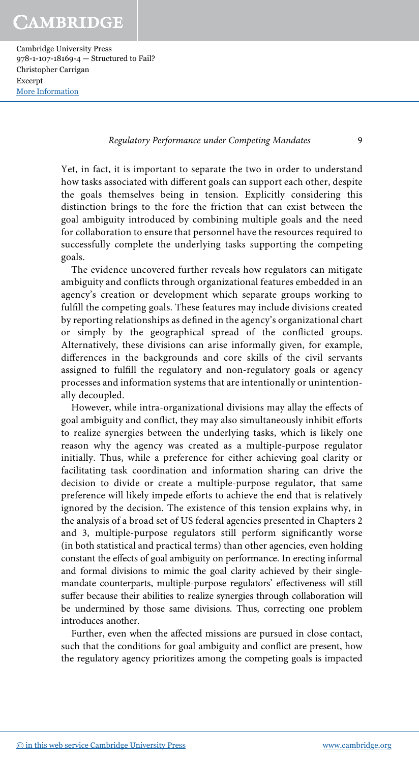Yet, in fact, it is important to separate the two in order to understand how tasks associated with different goals can support each other, despite the goals themselves being in tension. Explicitly considering this distinction brings to the fore the friction that can exist between the goal ambiguity introduced by combining multiple goals and the need for collaboration to ensure that personnel have the resources required to successfully complete the underlying tasks supporting the competing goals.

The evidence uncovered further reveals how regulators can mitigate ambiguity and conflicts through organizational features embedded in an agency's creation or development which separate groups working to fulfill the competing goals. These features may include divisions created by reporting relationships as defined in the agency's organizational chart or simply by the geographical spread of the conflicted groups. Alternatively, these divisions can arise informally given, for example, differences in the backgrounds and core skills of the civil servants assigned to fulfill the regulatory and non-regulatory goals or agency processes and information systems that are intentionally or unintentionally decoupled.

However, while intra-organizational divisions may allay the effects of goal ambiguity and conflict, they may also simultaneously inhibit efforts to realize synergies between the underlying tasks, which is likely one reason why the agency was created as a multiple-purpose regulator initially. Thus, while a preference for either achieving goal clarity or facilitating task coordination and information sharing can drive the decision to divide or create a multiple-purpose regulator, that same preference will likely impede efforts to achieve the end that is relatively ignored by the decision. The existence of this tension explains why, in the analysis of a broad set of US federal agencies presented in Chapters 2 and 3, multiple-purpose regulators still perform significantly worse (in both statistical and practical terms) than other agencies, even holding constant the effects of goal ambiguity on performance. In erecting informal and formal divisions to mimic the goal clarity achieved by their single-mandate counterparts, multiple-purpose regulators' effectiveness will still suffer because their abilities to realize synergies through collaboration will be undermined by those same divisions. Thus, correcting one problem introduces another.

Further, even when the affected missions are pursued in close contact, such that the conditions for goal ambiguity and conflict are present, how the regulatory agency prioritizes among the competing goals is impacted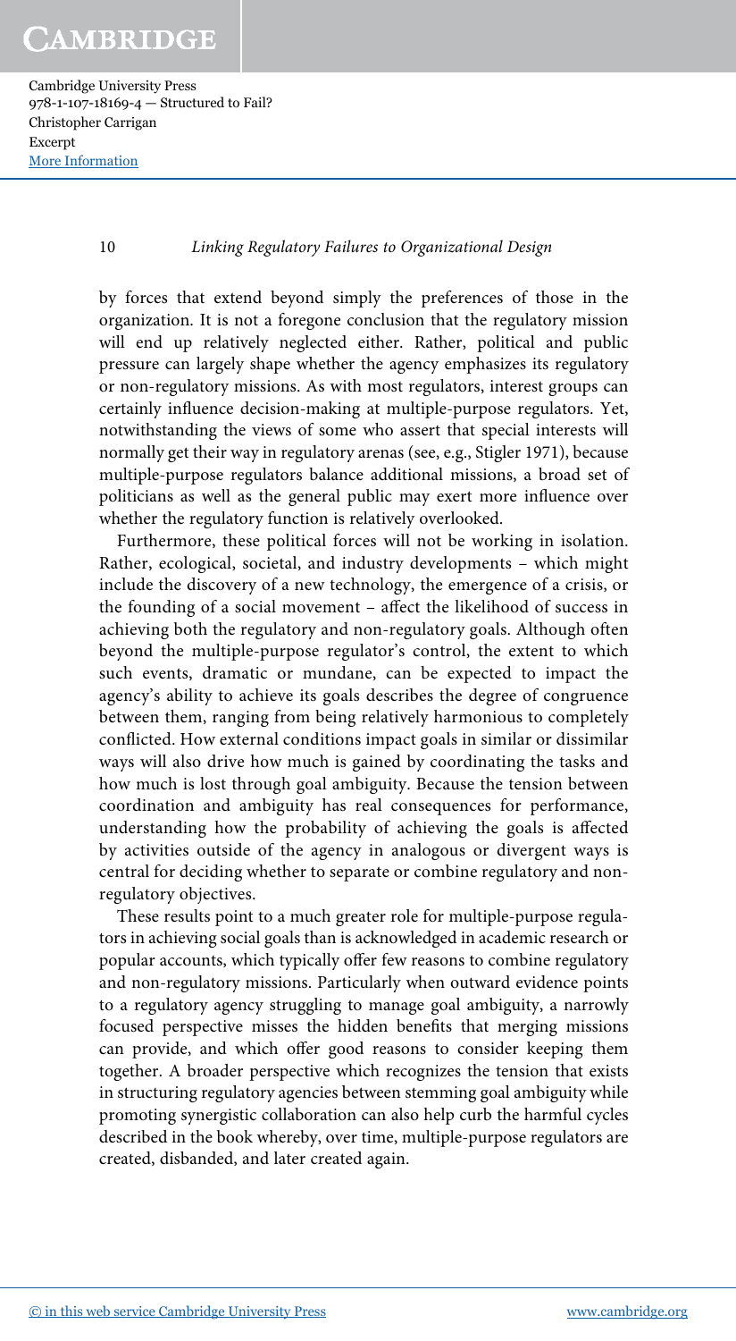by forces that extend beyond simply the preferences of those in the organization. It is not a foregone conclusion that the regulatory mission will end up relatively neglected either. Rather, political and public pressure can largely shape whether the agency emphasizes its regulatory or non-regulatory missions. As with most regulators, interest groups can certainly influence decision-making at multiple-purpose regulators. Yet, notwithstanding the views of some who assert that special interests will normally get their way in regulatory arenas (see, e.g., Stigler 1971), because multiple-purpose regulators balance additional missions, a broad set of politicians as well as the general public may exert more influence over whether the regulatory function is relatively overlooked.

Furthermore, these political forces will not be working in isolation. Rather, ecological, societal, and industry developments – which might include the discovery of a new technology, the emergence of a crisis, or the founding of a social movement – affect the likelihood of success in achieving both the regulatory and non-regulatory goals. Although often beyond the multiple-purpose regulator's control, the extent to which such events, dramatic or mundane, can be expected to impact the agency's ability to achieve its goals describes the degree of congruence between them, ranging from being relatively harmonious to completely conflicted. How external conditions impact goals in similar or dissimilar ways will also drive how much is gained by coordinating the tasks and how much is lost through goal ambiguity. Because the tension between coordination and ambiguity has real consequences for performance, understanding how the probability of achieving the goals is affected by activities outside of the agency in analogous or divergent ways is central for deciding whether to separate or combine regulatory and non-regulatory objectives.

These results point to a much greater role for multiple-purpose regulators in achieving social goals than is acknowledged in academic research or popular accounts, which typically offer few reasons to combine regulatory and non-regulatory missions. Particularly when outward evidence points to a regulatory agency struggling to manage goal ambiguity, a narrowly focused perspective misses the hidden benefits that merging missions can provide, and which offer good reasons to consider keeping them together. A broader perspective which recognizes the tension that exists in structuring regulatory agencies between stemming goal ambiguity while promoting synergistic collaboration can also help curb the harmful cycles described in the book whereby, over time, multiple-purpose regulators are created, disbanded, and later created again.